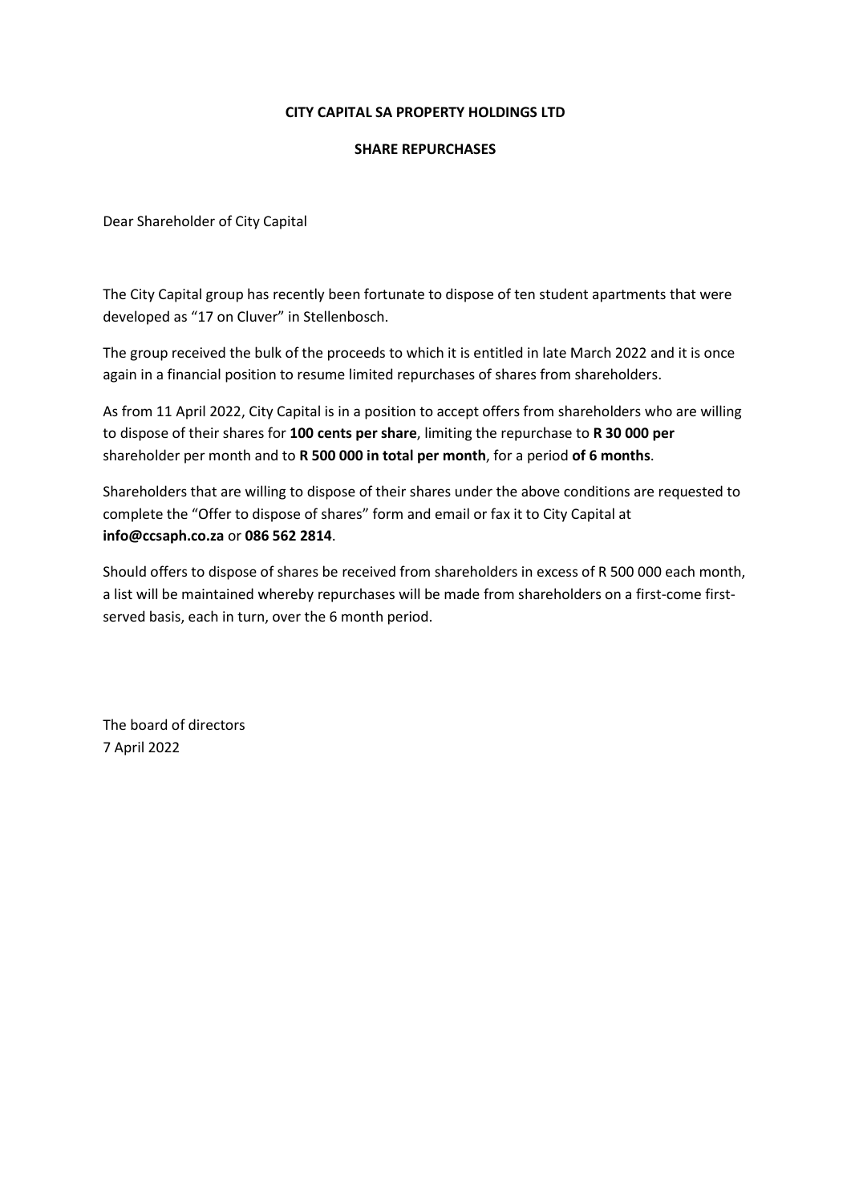**CITY CAPITAL SA PROPERTY HOLDINGS LTD**

**SHARE REPURCHASES**

Dear Shareholder of City Capital

The City Capital group has recently been fortunate to dispose of ten student apartments that were developed as "17 on Cluver" in Stellenbosch.

The group received the bulk of the proceeds to which it is entitled in late March 2022 and it is once again in a financial position to resume limited repurchases of shares from shareholders.

As from 11 April 2022, City Capital is in a position to accept offers from shareholders who are willing to dispose of their shares for **100 cents per share**, limiting the repurchase to **R 30 000 per** shareholder per month and to **R 500 000 in total per month**, for a period **of 6 months**.

Shareholders that are willing to dispose of their shares under the above conditions are requested to complete the "Offer to dispose of shares" form and email or fax it to City Capital at **info@ccsaph.co.za** or **086 562 2814**.

Should offers to dispose of shares be received from shareholders in excess of R 500 000 each month, a list will be maintained whereby repurchases will be made from shareholders on a first-come first-served basis, each in turn, over the 6 month period.

The board of directors
7 April 2022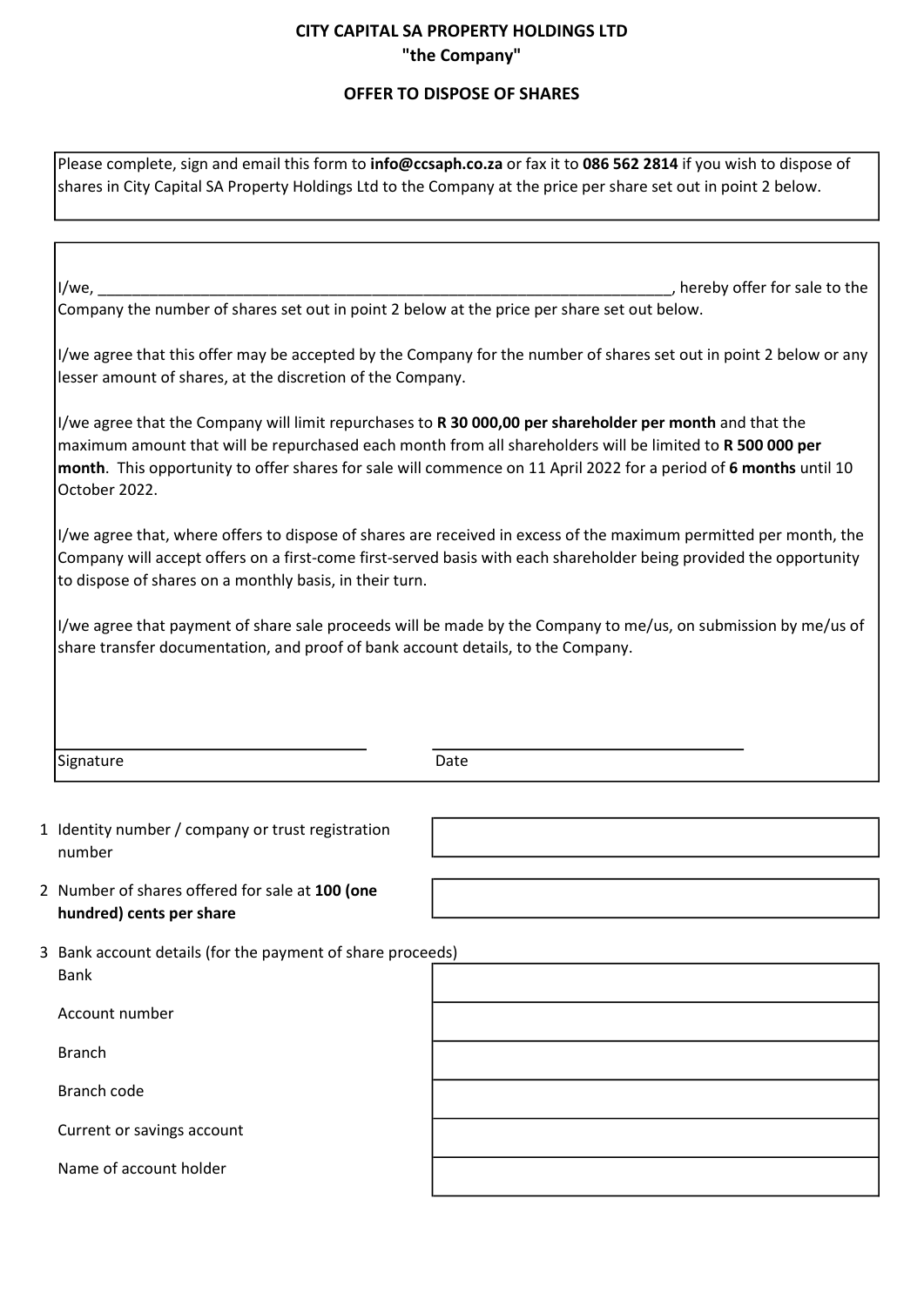**CITY CAPITAL SA PROPERTY HOLDINGS LTD**
**"the Company"**

**OFFER TO DISPOSE OF SHARES**

Please complete, sign and email this form to **info@ccsaph.co.za** or fax it to **086 562 2814** if you wish to dispose of shares in City Capital SA Property Holdings Ltd to the Company at the price per share set out in point 2 below.

I/we, ______________________________________________________________________, hereby offer for sale to the Company the number of shares set out in point 2 below at the price per share set out below.

I/we agree that this offer may be accepted by the Company for the number of shares set out in point 2 below or any lesser amount of shares, at the discretion of the Company.

I/we agree that the Company will limit repurchases to **R 30 000,00 per shareholder per month** and that the maximum amount that will be repurchased each month from all shareholders will be limited to **R 500 000 per month**. This opportunity to offer shares for sale will commence on 11 April 2022 for a period of **6 months** until 10 October 2022.

I/we agree that, where offers to dispose of shares are received in excess of the maximum permitted per month, the Company will accept offers on a first-come first-served basis with each shareholder being provided the opportunity to dispose of shares on a monthly basis, in their turn.

I/we agree that payment of share sale proceeds will be made by the Company to me/us, on submission by me/us of share transfer documentation, and proof of bank account details, to the Company.

_______________________________ _______________________________
Signature Date

1. Identity number / company or trust registration number ____________________

2. Number of shares offered for sale at **100 (one hundred) cents per share** ____________________

3. Bank account details (for the payment of share proceeds)

| | |
|---|---|
| Bank | |
| Account number | |
| Branch | |
| Branch code | |
| Current or savings account | |
| Name of account holder | |